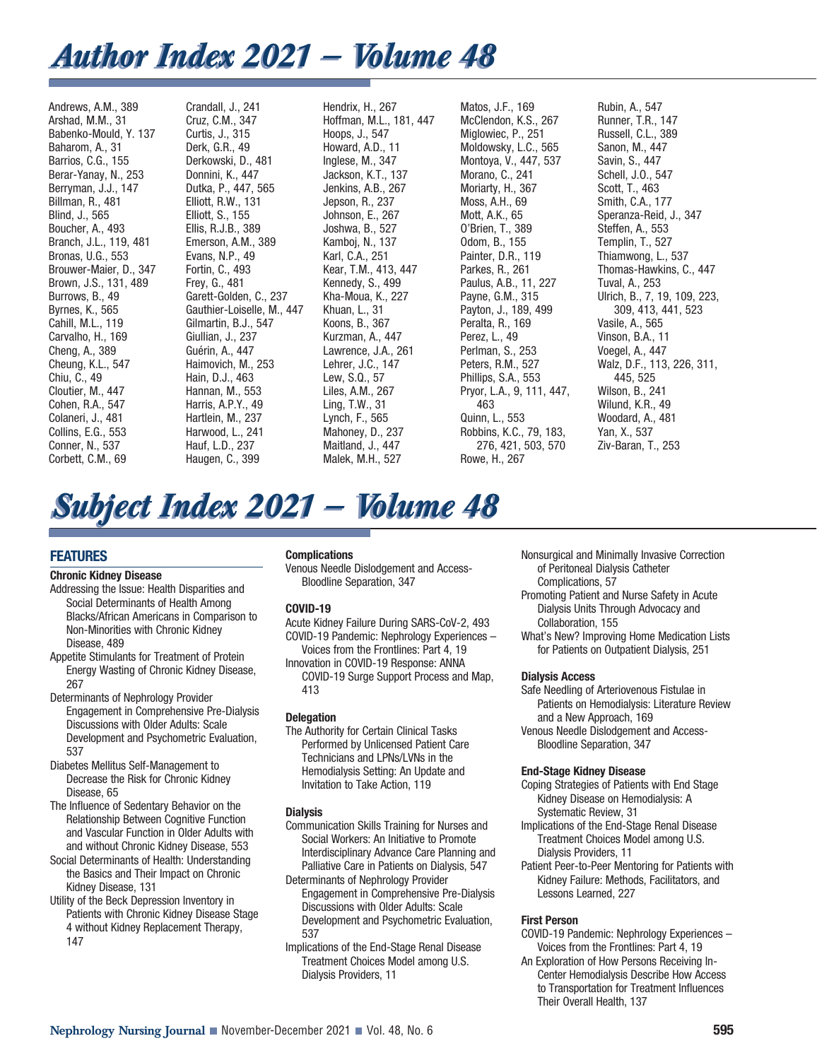# Author Index 2021 – Volume 48

Andrews, A.M., 389
Arshad, M.M., 31
Babenko-Mould, Y. 137
Baharom, A., 31
Barrios, C.G., 155
Berar-Yanay, N., 253
Berryman, J.J., 147
Billman, R., 481
Blind, J., 565
Boucher, A., 493
Branch, J.L., 119, 481
Bronas, U.G., 553
Brouwer-Maier, D., 347
Brown, J.S., 131, 489
Burrows, B., 49
Byrnes, K., 565
Cahill, M.L., 119
Carvalho, H., 169
Cheng, A., 389
Cheung, K.L., 547
Chiu, C., 49
Cloutier, M., 447
Cohen, R.A., 547
Colaneri, J., 481
Collins, E.G., 553
Conner, N., 537
Corbett, C.M., 69
Crandall, J., 241
Cruz, C.M., 347
Curtis, J., 315
Derk, G.R., 49
Derkowski, D., 481
Donnini, K., 447
Dutka, P., 447, 565
Elliott, R.W., 131
Elliott, S., 155
Ellis, R.J.B., 389
Emerson, A.M., 389
Evans, N.P., 49
Fortin, C., 493
Frey, G., 481
Garett-Golden, C., 237
Gauthier-Loiselle, M., 447
Gilmartin, B.J., 547
Giullian, J., 237
Guérin, A., 447
Haimovich, M., 253
Hain, D.J., 463
Hannan, M., 553
Harris, A.P.Y., 49
Hartlein, M., 237
Harwood, L., 241
Hauf, L.D., 237
Haugen, C., 399
Hendrix, H., 267
Hoffman, M.L., 181, 447
Hoops, J., 547
Howard, A.D., 11
Inglese, M., 347
Jackson, K.T., 137
Jenkins, A.B., 267
Jepson, R., 237
Johnson, E., 267
Joshwa, B., 527
Kamboj, N., 137
Karl, C.A., 251
Kear, T.M., 413, 447
Kennedy, S., 499
Kha-Moua, K., 227
Khuan, L., 31
Koons, B., 367
Kurzman, A., 447
Lawrence, J.A., 261
Lehrer, J.C., 147
Lew, S.Q., 57
Liles, A.M., 267
Ling, T.W., 31
Lynch, F., 565
Mahoney, D., 237
Maitland, J., 447
Malek, M.H., 527
Matos, J.F., 169
McClendon, K.S., 267
Miglowiec, P., 251
Moldowsky, L.C., 565
Montoya, V., 447, 537
Morano, C., 241
Moriarty, H., 367
Moss, A.H., 69
Mott, A.K., 65
O'Brien, T., 389
Odom, B., 155
Painter, D.R., 119
Parkes, R., 261
Paulus, A.B., 11, 227
Payne, G.M., 315
Payton, J., 189, 499
Peralta, R., 169
Perez, L., 49
Perlman, S., 253
Peters, R.M., 527
Phillips, S.A., 553
Pryor, L.A., 9, 111, 447, 463
Quinn, L., 553
Robbins, K.C., 79, 183, 276, 421, 503, 570
Rowe, H., 267
Rubin, A., 547
Runner, T.R., 147
Russell, C.L., 389
Sanon, M., 447
Savin, S., 447
Schell, J.O., 547
Scott, T., 463
Smith, C.A., 177
Speranza-Reid, J., 347
Steffen, A., 553
Templin, T., 527
Thiamwong, L., 537
Thomas-Hawkins, C., 447
Tuval, A., 253
Ulrich, B., 7, 19, 109, 223, 309, 413, 441, 523
Vasile, A., 565
Vinson, B.A., 11
Voegel, A., 447
Walz, D.F., 113, 226, 311, 445, 525
Wilson, B., 241
Wilund, K.R., 49
Woodard, A., 481
Yan, X., 537
Ziv-Baran, T., 253

# Subject Index 2021 – Volume 48

## FEATURES

### Chronic Kidney Disease

Addressing the Issue: Health Disparities and Social Determinants of Health Among Blacks/African Americans in Comparison to Non-Minorities with Chronic Kidney Disease, 489

Appetite Stimulants for Treatment of Protein Energy Wasting of Chronic Kidney Disease, 267

Determinants of Nephrology Provider Engagement in Comprehensive Pre-Dialysis Discussions with Older Adults: Scale Development and Psychometric Evaluation, 537

Diabetes Mellitus Self-Management to Decrease the Risk for Chronic Kidney Disease, 65

The Influence of Sedentary Behavior on the Relationship Between Cognitive Function and Vascular Function in Older Adults with and without Chronic Kidney Disease, 553

Social Determinants of Health: Understanding the Basics and Their Impact on Chronic Kidney Disease, 131

Utility of the Beck Depression Inventory in Patients with Chronic Kidney Disease Stage 4 without Kidney Replacement Therapy, 147

### Complications

Venous Needle Dislodgement and Access-Bloodline Separation, 347

### COVID-19

Acute Kidney Failure During SARS-CoV-2, 493

COVID-19 Pandemic: Nephrology Experiences – Voices from the Frontlines: Part 4, 19

Innovation in COVID-19 Response: ANNA COVID-19 Surge Support Process and Map, 413

### Delegation

The Authority for Certain Clinical Tasks Performed by Unlicensed Patient Care Technicians and LPNs/LVNs in the Hemodialysis Setting: An Update and Invitation to Take Action, 119

### Dialysis

Communication Skills Training for Nurses and Social Workers: An Initiative to Promote Interdisciplinary Advance Care Planning and Palliative Care in Patients on Dialysis, 547

Determinants of Nephrology Provider Engagement in Comprehensive Pre-Dialysis Discussions with Older Adults: Scale Development and Psychometric Evaluation, 537

Implications of the End-Stage Renal Disease Treatment Choices Model among U.S. Dialysis Providers, 11

Nonsurgical and Minimally Invasive Correction of Peritoneal Dialysis Catheter Complications, 57

Promoting Patient and Nurse Safety in Acute Dialysis Units Through Advocacy and Collaboration, 155

What's New? Improving Home Medication Lists for Patients on Outpatient Dialysis, 251

### Dialysis Access

Safe Needling of Arteriovenous Fistulae in Patients on Hemodialysis: Literature Review and a New Approach, 169

Venous Needle Dislodgement and Access-Bloodline Separation, 347

### End-Stage Kidney Disease

Coping Strategies of Patients with End Stage Kidney Disease on Hemodialysis: A Systematic Review, 31

Implications of the End-Stage Renal Disease Treatment Choices Model among U.S. Dialysis Providers, 11

Patient Peer-to-Peer Mentoring for Patients with Kidney Failure: Methods, Facilitators, and Lessons Learned, 227

### First Person

COVID-19 Pandemic: Nephrology Experiences – Voices from the Frontlines: Part 4, 19

An Exploration of How Persons Receiving In-Center Hemodialysis Describe How Access to Transportation for Treatment Influences Their Overall Health, 137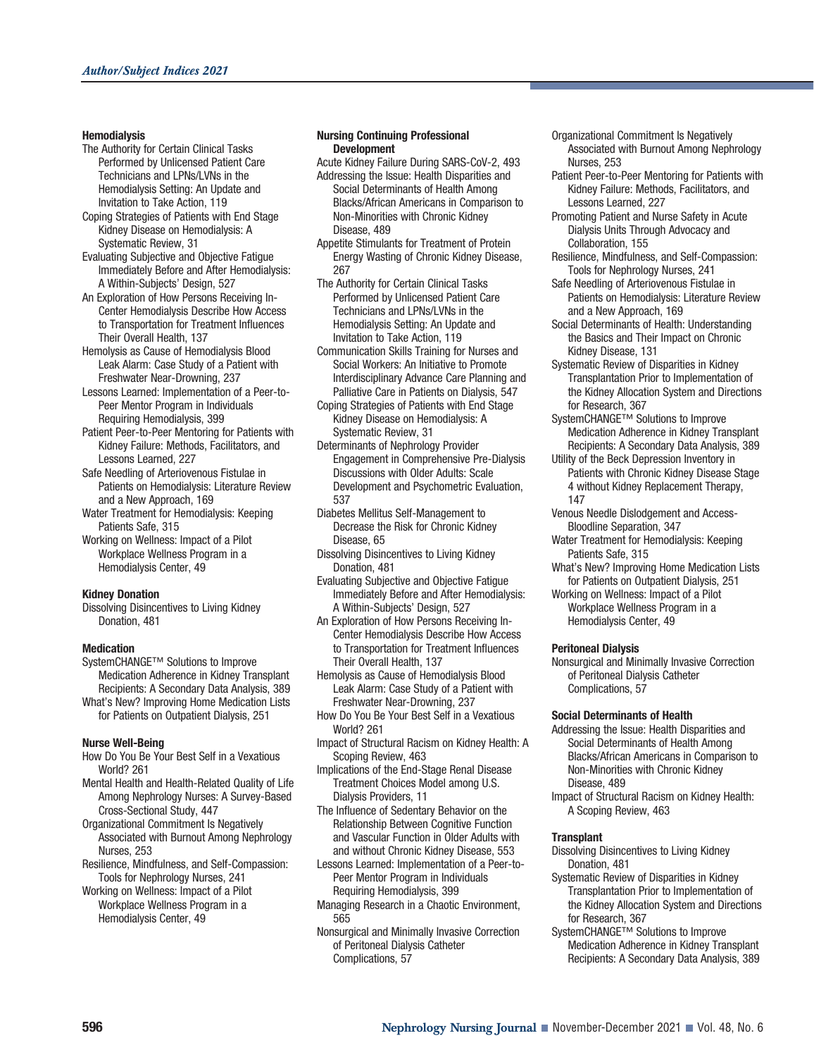### Hemodialysis

- The Authority for Certain Clinical Tasks Performed by Unlicensed Patient Care Technicians and LPNs/LVNs in the Hemodialysis Setting: An Update and Invitation to Take Action, 119
- Coping Strategies of Patients with End Stage Kidney Disease on Hemodialysis: A Systematic Review, 31
- Evaluating Subjective and Objective Fatigue Immediately Before and After Hemodialysis: A Within-Subjects' Design, 527
- An Exploration of How Persons Receiving In-Center Hemodialysis Describe How Access to Transportation for Treatment Influences Their Overall Health, 137
- Hemolysis as Cause of Hemodialysis Blood Leak Alarm: Case Study of a Patient with Freshwater Near-Drowning, 237
- Lessons Learned: Implementation of a Peer-to-Peer Mentor Program in Individuals Requiring Hemodialysis, 399
- Patient Peer-to-Peer Mentoring for Patients with Kidney Failure: Methods, Facilitators, and Lessons Learned, 227
- Safe Needling of Arteriovenous Fistulae in Patients on Hemodialysis: Literature Review and a New Approach, 169
- Water Treatment for Hemodialysis: Keeping Patients Safe, 315
- Working on Wellness: Impact of a Pilot Workplace Wellness Program in a Hemodialysis Center, 49

### Kidney Donation

- Dissolving Disincentives to Living Kidney Donation, 481

### Medication

- SystemCHANGE™ Solutions to Improve Medication Adherence in Kidney Transplant Recipients: A Secondary Data Analysis, 389
- What's New? Improving Home Medication Lists for Patients on Outpatient Dialysis, 251

### Nurse Well-Being

- How Do You Be Your Best Self in a Vexatious World? 261
- Mental Health and Health-Related Quality of Life Among Nephrology Nurses: A Survey-Based Cross-Sectional Study, 447
- Organizational Commitment Is Negatively Associated with Burnout Among Nephrology Nurses, 253
- Resilience, Mindfulness, and Self-Compassion: Tools for Nephrology Nurses, 241
- Working on Wellness: Impact of a Pilot Workplace Wellness Program in a Hemodialysis Center, 49

### Nursing Continuing Professional Development

- Acute Kidney Failure During SARS-CoV-2, 493
- Addressing the Issue: Health Disparities and Social Determinants of Health Among Blacks/African Americans in Comparison to Non-Minorities with Chronic Kidney Disease, 489
- Appetite Stimulants for Treatment of Protein Energy Wasting of Chronic Kidney Disease, 267
- The Authority for Certain Clinical Tasks Performed by Unlicensed Patient Care Technicians and LPNs/LVNs in the Hemodialysis Setting: An Update and Invitation to Take Action, 119
- Communication Skills Training for Nurses and Social Workers: An Initiative to Promote Interdisciplinary Advance Care Planning and Palliative Care in Patients on Dialysis, 547
- Coping Strategies of Patients with End Stage Kidney Disease on Hemodialysis: A Systematic Review, 31
- Determinants of Nephrology Provider Engagement in Comprehensive Pre-Dialysis Discussions with Older Adults: Scale Development and Psychometric Evaluation, 537
- Diabetes Mellitus Self-Management to Decrease the Risk for Chronic Kidney Disease, 65
- Dissolving Disincentives to Living Kidney Donation, 481
- Evaluating Subjective and Objective Fatigue Immediately Before and After Hemodialysis: A Within-Subjects' Design, 527
- An Exploration of How Persons Receiving In-Center Hemodialysis Describe How Access to Transportation for Treatment Influences Their Overall Health, 137
- Hemolysis as Cause of Hemodialysis Blood Leak Alarm: Case Study of a Patient with Freshwater Near-Drowning, 237
- How Do You Be Your Best Self in a Vexatious World? 261
- Impact of Structural Racism on Kidney Health: A Scoping Review, 463
- Implications of the End-Stage Renal Disease Treatment Choices Model among U.S. Dialysis Providers, 11
- The Influence of Sedentary Behavior on the Relationship Between Cognitive Function and Vascular Function in Older Adults with and without Chronic Kidney Disease, 553
- Lessons Learned: Implementation of a Peer-to-Peer Mentor Program in Individuals Requiring Hemodialysis, 399
- Managing Research in a Chaotic Environment, 565
- Nonsurgical and Minimally Invasive Correction of Peritoneal Dialysis Catheter Complications, 57
- Organizational Commitment Is Negatively Associated with Burnout Among Nephrology Nurses, 253
- Patient Peer-to-Peer Mentoring for Patients with Kidney Failure: Methods, Facilitators, and Lessons Learned, 227
- Promoting Patient and Nurse Safety in Acute Dialysis Units Through Advocacy and Collaboration, 155
- Resilience, Mindfulness, and Self-Compassion: Tools for Nephrology Nurses, 241
- Safe Needling of Arteriovenous Fistulae in Patients on Hemodialysis: Literature Review and a New Approach, 169
- Social Determinants of Health: Understanding the Basics and Their Impact on Chronic Kidney Disease, 131
- Systematic Review of Disparities in Kidney Transplantation Prior to Implementation of the Kidney Allocation System and Directions for Research, 367
- SystemCHANGE™ Solutions to Improve Medication Adherence in Kidney Transplant Recipients: A Secondary Data Analysis, 389
- Utility of the Beck Depression Inventory in Patients with Chronic Kidney Disease Stage 4 without Kidney Replacement Therapy, 147
- Venous Needle Dislodgement and Access-Bloodline Separation, 347
- Water Treatment for Hemodialysis: Keeping Patients Safe, 315
- What's New? Improving Home Medication Lists for Patients on Outpatient Dialysis, 251
- Working on Wellness: Impact of a Pilot Workplace Wellness Program in a Hemodialysis Center, 49

### Peritoneal Dialysis

- Nonsurgical and Minimally Invasive Correction of Peritoneal Dialysis Catheter Complications, 57

### Social Determinants of Health

- Addressing the Issue: Health Disparities and Social Determinants of Health Among Blacks/African Americans in Comparison to Non-Minorities with Chronic Kidney Disease, 489
- Impact of Structural Racism on Kidney Health: A Scoping Review, 463

### Transplant

- Dissolving Disincentives to Living Kidney Donation, 481
- Systematic Review of Disparities in Kidney Transplantation Prior to Implementation of the Kidney Allocation System and Directions for Research, 367
- SystemCHANGE™ Solutions to Improve Medication Adherence in Kidney Transplant Recipients: A Secondary Data Analysis, 389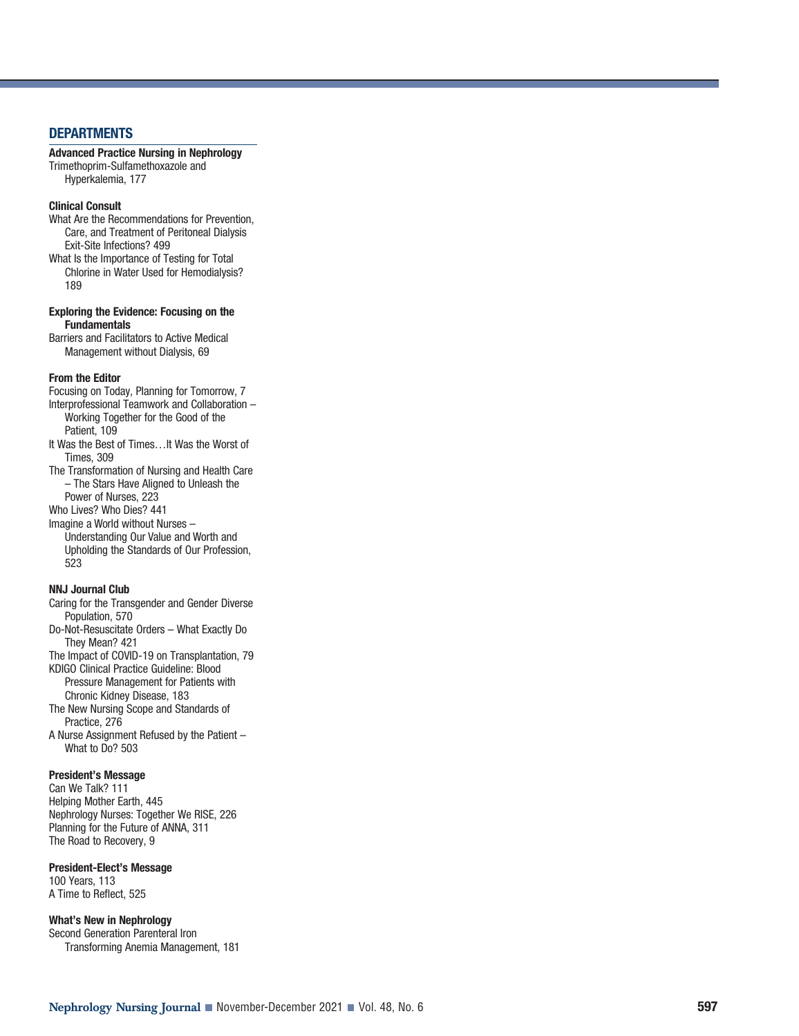## DEPARTMENTS

**Advanced Practice Nursing in Nephrology**

Trimethoprim-Sulfamethoxazole and Hyperkalemia, 177

**Clinical Consult**

What Are the Recommendations for Prevention, Care, and Treatment of Peritoneal Dialysis Exit-Site Infections? 499

What Is the Importance of Testing for Total Chlorine in Water Used for Hemodialysis? 189

**Exploring the Evidence: Focusing on the Fundamentals**

Barriers and Facilitators to Active Medical Management without Dialysis, 69

**From the Editor**

Focusing on Today, Planning for Tomorrow, 7

Interprofessional Teamwork and Collaboration – Working Together for the Good of the Patient, 109

It Was the Best of Times…It Was the Worst of Times, 309

The Transformation of Nursing and Health Care – The Stars Have Aligned to Unleash the Power of Nurses, 223

Who Lives? Who Dies? 441

Imagine a World without Nurses – Understanding Our Value and Worth and Upholding the Standards of Our Profession, 523

**NNJ Journal Club**

Caring for the Transgender and Gender Diverse Population, 570

Do-Not-Resuscitate Orders – What Exactly Do They Mean? 421

The Impact of COVID-19 on Transplantation, 79

KDIGO Clinical Practice Guideline: Blood Pressure Management for Patients with Chronic Kidney Disease, 183

The New Nursing Scope and Standards of Practice, 276

A Nurse Assignment Refused by the Patient – What to Do? 503

**President's Message**

Can We Talk? 111

Helping Mother Earth, 445

Nephrology Nurses: Together We RISE, 226

Planning for the Future of ANNA, 311

The Road to Recovery, 9

**President-Elect's Message**

100 Years, 113

A Time to Reflect, 525

**What's New in Nephrology**

Second Generation Parenteral Iron Transforming Anemia Management, 181